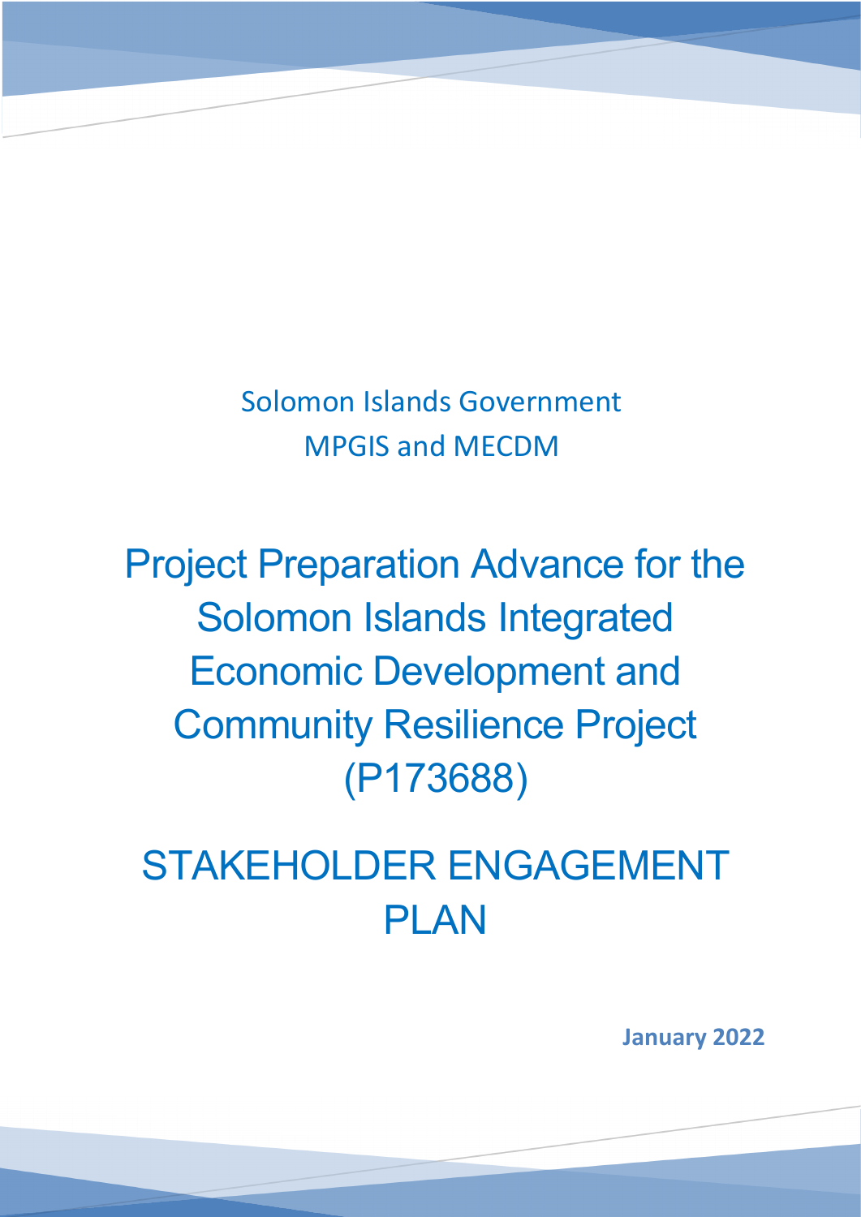Solomon Islands Government

MPGIS and MECDM

# Project Preparation Advance for the Solomon Islands Integrated Economic Development and Community Resilience Project (P173688)

# STAKEHOLDER ENGAGEMENT PLAN

**January 2022**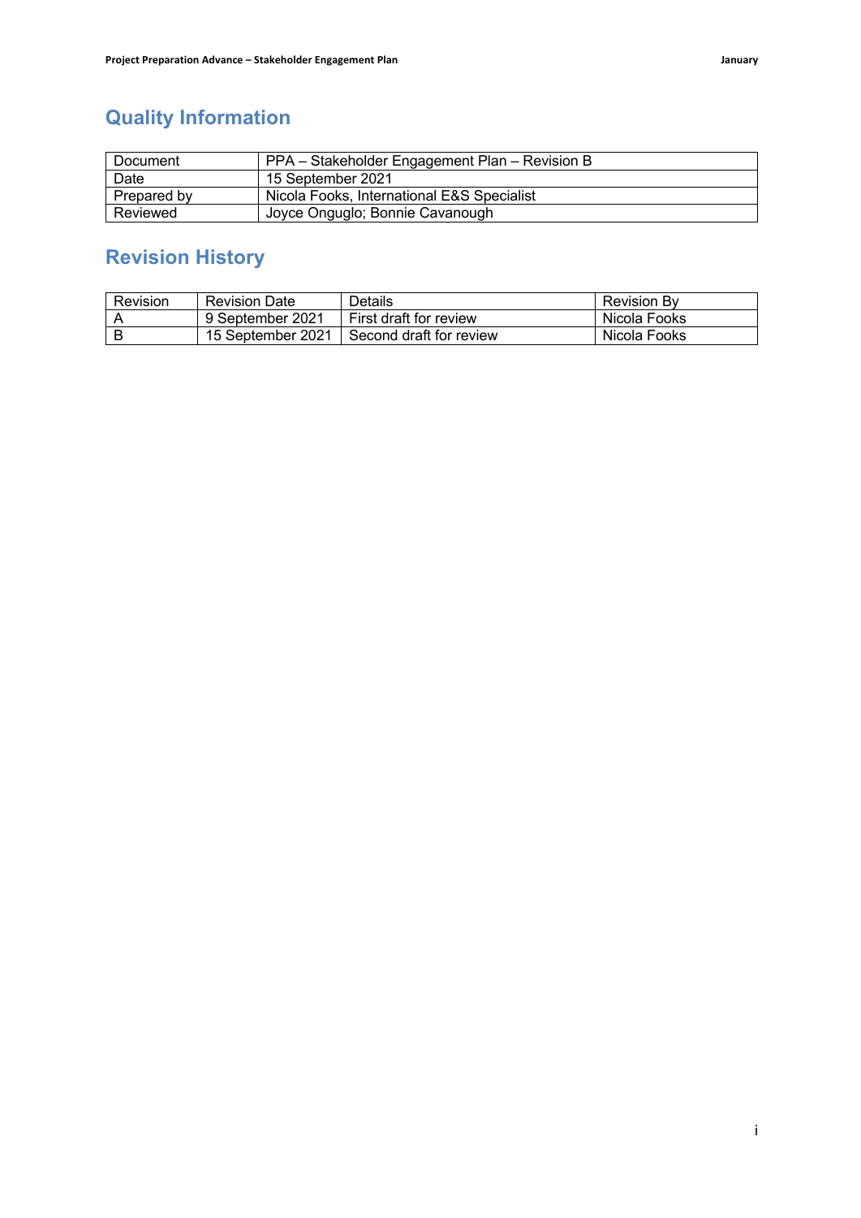## Quality Information

| | |
|---|---|
| Document | PPA – Stakeholder Engagement Plan – Revision B |
| Date | 15 September 2021 |
| Prepared by | Nicola Fooks, International E&S Specialist |
| Reviewed | Joyce Onguglo; Bonnie Cavanough |

## Revision History

| Revision | Revision Date | Details | Revision By |
|---|---|---|---|
| A | 9 September 2021 | First draft for review | Nicola Fooks |
| B | 15 September 2021 | Second draft for review | Nicola Fooks |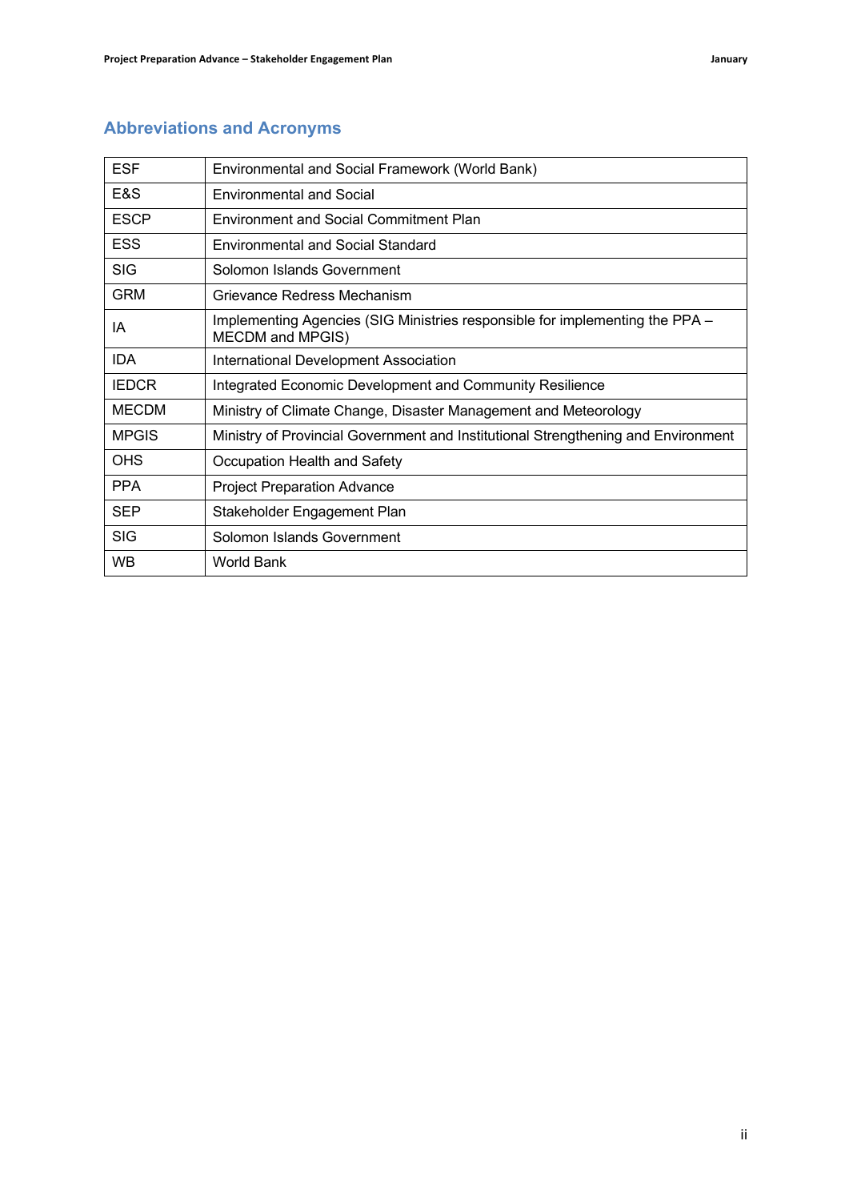## Abbreviations and Acronyms

| | |
|---|---|
| ESF | Environmental and Social Framework (World Bank) |
| E&S | Environmental and Social |
| ESCP | Environment and Social Commitment Plan |
| ESS | Environmental and Social Standard |
| SIG | Solomon Islands Government |
| GRM | Grievance Redress Mechanism |
| IA | Implementing Agencies (SIG Ministries responsible for implementing the PPA – MECDM and MPGIS) |
| IDA | International Development Association |
| IEDCR | Integrated Economic Development and Community Resilience |
| MECDM | Ministry of Climate Change, Disaster Management and Meteorology |
| MPGIS | Ministry of Provincial Government and Institutional Strengthening and Environment |
| OHS | Occupation Health and Safety |
| PPA | Project Preparation Advance |
| SEP | Stakeholder Engagement Plan |
| SIG | Solomon Islands Government |
| WB | World Bank |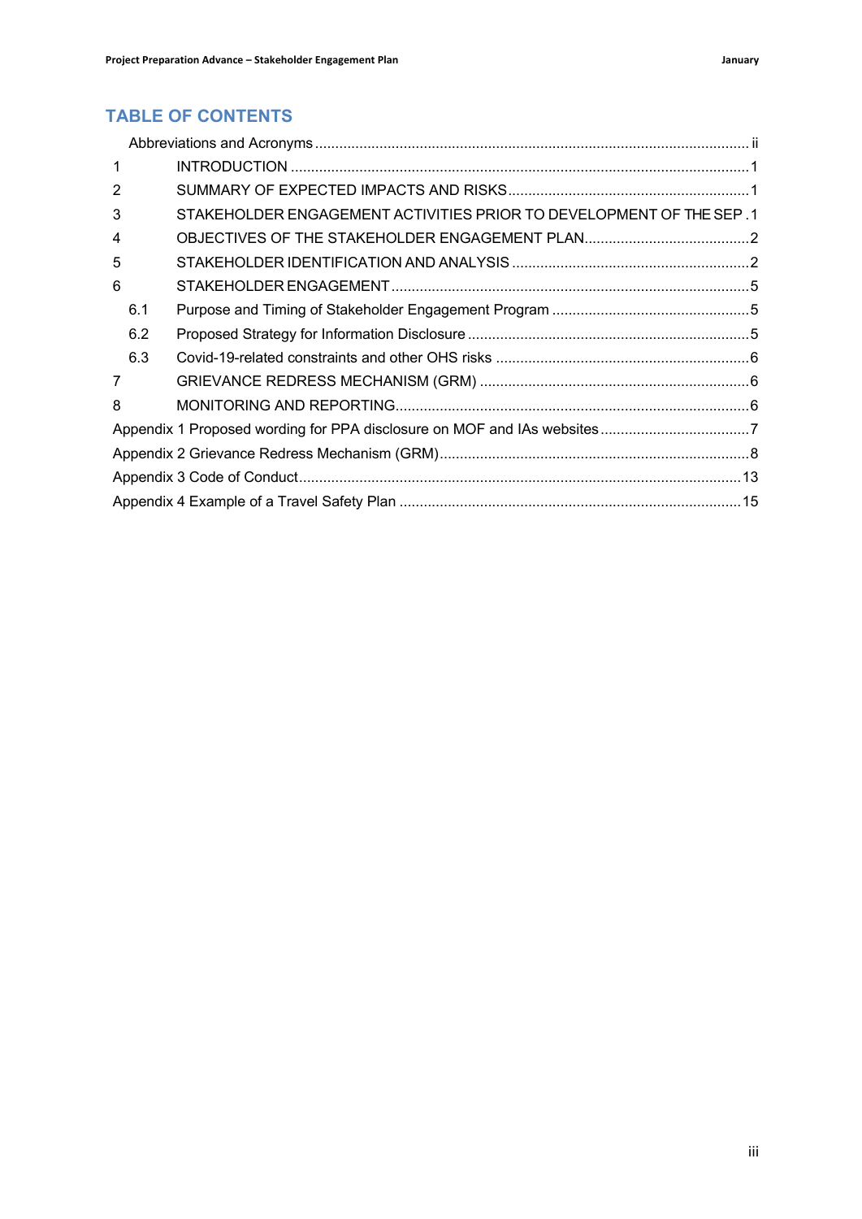## TABLE OF CONTENTS

Abbreviations and Acronyms ..... ii

1 INTRODUCTION ..... 1

2 SUMMARY OF EXPECTED IMPACTS AND RISKS ..... 1

3 STAKEHOLDER ENGAGEMENT ACTIVITIES PRIOR TO DEVELOPMENT OF THE SEP . 1

4 OBJECTIVES OF THE STAKEHOLDER ENGAGEMENT PLAN ..... 2

5 STAKEHOLDER IDENTIFICATION AND ANALYSIS ..... 2

6 STAKEHOLDER ENGAGEMENT ..... 5

6.1 Purpose and Timing of Stakeholder Engagement Program ..... 5

6.2 Proposed Strategy for Information Disclosure ..... 5

6.3 Covid-19-related constraints and other OHS risks ..... 6

7 GRIEVANCE REDRESS MECHANISM (GRM) ..... 6

8 MONITORING AND REPORTING ..... 6

Appendix 1 Proposed wording for PPA disclosure on MOF and IAs websites ..... 7

Appendix 2 Grievance Redress Mechanism (GRM) ..... 8

Appendix 3 Code of Conduct ..... 13

Appendix 4 Example of a Travel Safety Plan ..... 15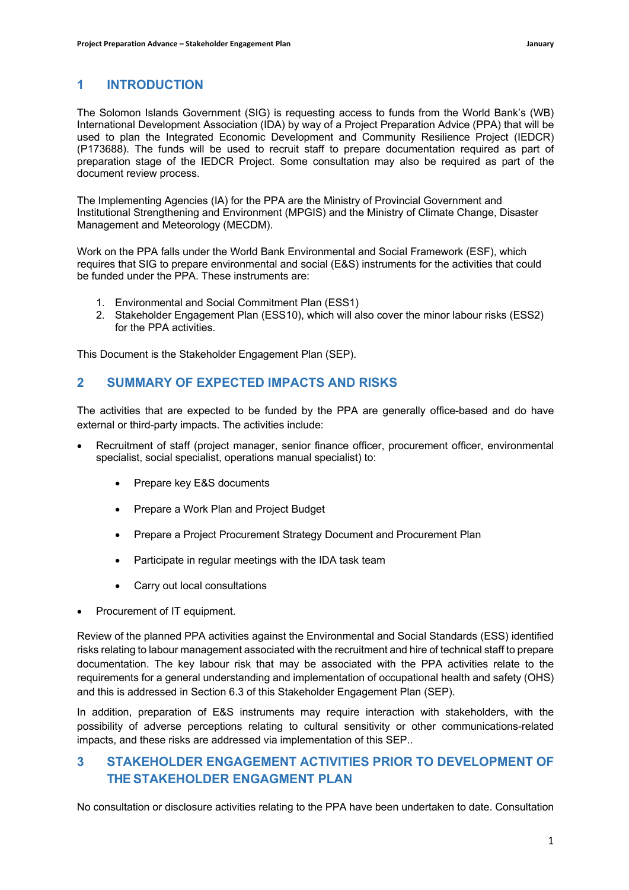# 1 INTRODUCTION

The Solomon Islands Government (SIG) is requesting access to funds from the World Bank's (WB) International Development Association (IDA) by way of a Project Preparation Advice (PPA) that will be used to plan the Integrated Economic Development and Community Resilience Project (IEDCR) (P173688). The funds will be used to recruit staff to prepare documentation required as part of preparation stage of the IEDCR Project. Some consultation may also be required as part of the document review process.

The Implementing Agencies (IA) for the PPA are the Ministry of Provincial Government and Institutional Strengthening and Environment (MPGIS) and the Ministry of Climate Change, Disaster Management and Meteorology (MECDM).

Work on the PPA falls under the World Bank Environmental and Social Framework (ESF), which requires that SIG to prepare environmental and social (E&S) instruments for the activities that could be funded under the PPA. These instruments are:

1. Environmental and Social Commitment Plan (ESS1)
2. Stakeholder Engagement Plan (ESS10), which will also cover the minor labour risks (ESS2) for the PPA activities.

This Document is the Stakeholder Engagement Plan (SEP).

# 2 SUMMARY OF EXPECTED IMPACTS AND RISKS

The activities that are expected to be funded by the PPA are generally office-based and do have external or third-party impacts. The activities include:

- Recruitment of staff (project manager, senior finance officer, procurement officer, environmental specialist, social specialist, operations manual specialist) to:
  - Prepare key E&S documents
  - Prepare a Work Plan and Project Budget
  - Prepare a Project Procurement Strategy Document and Procurement Plan
  - Participate in regular meetings with the IDA task team
  - Carry out local consultations
- Procurement of IT equipment.

Review of the planned PPA activities against the Environmental and Social Standards (ESS) identified risks relating to labour management associated with the recruitment and hire of technical staff to prepare documentation. The key labour risk that may be associated with the PPA activities relate to the requirements for a general understanding and implementation of occupational health and safety (OHS) and this is addressed in Section 6.3 of this Stakeholder Engagement Plan (SEP).

In addition, preparation of E&S instruments may require interaction with stakeholders, with the possibility of adverse perceptions relating to cultural sensitivity or other communications-related impacts, and these risks are addressed via implementation of this SEP..

# 3 STAKEHOLDER ENGAGEMENT ACTIVITIES PRIOR TO DEVELOPMENT OF THE STAKEHOLDER ENGAGMENT PLAN

No consultation or disclosure activities relating to the PPA have been undertaken to date. Consultation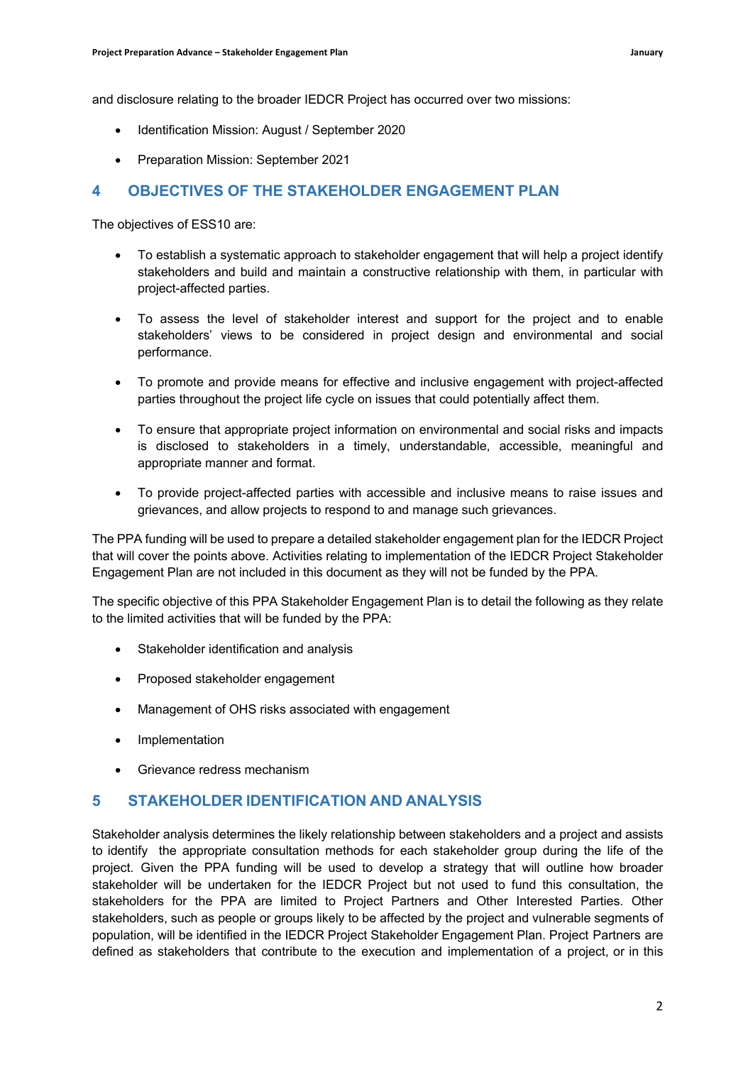and disclosure relating to the broader IEDCR Project has occurred over two missions:

- Identification Mission: August / September 2020
- Preparation Mission: September 2021

## 4 OBJECTIVES OF THE STAKEHOLDER ENGAGEMENT PLAN

The objectives of ESS10 are:

- To establish a systematic approach to stakeholder engagement that will help a project identify stakeholders and build and maintain a constructive relationship with them, in particular with project-affected parties.
- To assess the level of stakeholder interest and support for the project and to enable stakeholders' views to be considered in project design and environmental and social performance.
- To promote and provide means for effective and inclusive engagement with project-affected parties throughout the project life cycle on issues that could potentially affect them.
- To ensure that appropriate project information on environmental and social risks and impacts is disclosed to stakeholders in a timely, understandable, accessible, meaningful and appropriate manner and format.
- To provide project-affected parties with accessible and inclusive means to raise issues and grievances, and allow projects to respond to and manage such grievances.

The PPA funding will be used to prepare a detailed stakeholder engagement plan for the IEDCR Project that will cover the points above. Activities relating to implementation of the IEDCR Project Stakeholder Engagement Plan are not included in this document as they will not be funded by the PPA.

The specific objective of this PPA Stakeholder Engagement Plan is to detail the following as they relate to the limited activities that will be funded by the PPA:

- Stakeholder identification and analysis
- Proposed stakeholder engagement
- Management of OHS risks associated with engagement
- Implementation
- Grievance redress mechanism

## 5 STAKEHOLDER IDENTIFICATION AND ANALYSIS

Stakeholder analysis determines the likely relationship between stakeholders and a project and assists to identify the appropriate consultation methods for each stakeholder group during the life of the project. Given the PPA funding will be used to develop a strategy that will outline how broader stakeholder will be undertaken for the IEDCR Project but not used to fund this consultation, the stakeholders for the PPA are limited to Project Partners and Other Interested Parties. Other stakeholders, such as people or groups likely to be affected by the project and vulnerable segments of population, will be identified in the IEDCR Project Stakeholder Engagement Plan. Project Partners are defined as stakeholders that contribute to the execution and implementation of a project, or in this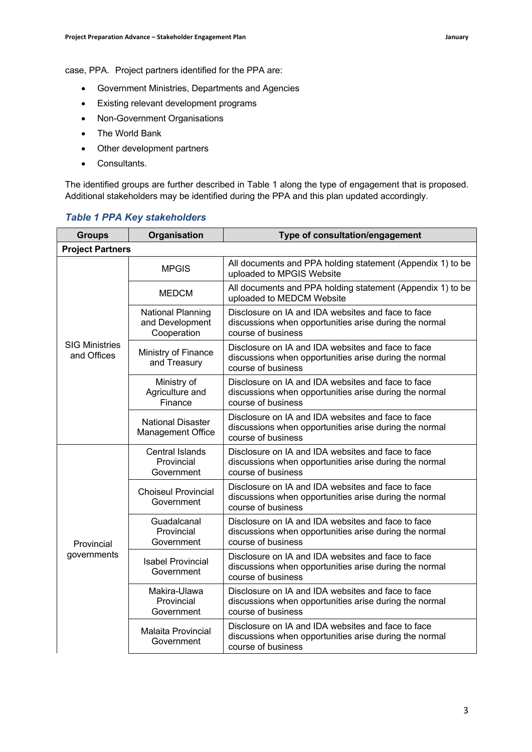case, PPA. Project partners identified for the PPA are:

- Government Ministries, Departments and Agencies
- Existing relevant development programs
- Non-Government Organisations
- The World Bank
- Other development partners
- Consultants.

The identified groups are further described in Table 1 along the type of engagement that is proposed. Additional stakeholders may be identified during the PPA and this plan updated accordingly.

### *Table 1 PPA Key stakeholders*

| Groups | Organisation | Type of consultation/engagement |
|---|---|---|
| **Project Partners** | | |
| SIG Ministries and Offices | MPGIS | All documents and PPA holding statement (Appendix 1) to be uploaded to MPGIS Website |
| | MEDCM | All documents and PPA holding statement (Appendix 1) to be uploaded to MEDCM Website |
| | National Planning and Development Cooperation | Disclosure on IA and IDA websites and face to face discussions when opportunities arise during the normal course of business |
| | Ministry of Finance and Treasury | Disclosure on IA and IDA websites and face to face discussions when opportunities arise during the normal course of business |
| | Ministry of Agriculture and Finance | Disclosure on IA and IDA websites and face to face discussions when opportunities arise during the normal course of business |
| | National Disaster Management Office | Disclosure on IA and IDA websites and face to face discussions when opportunities arise during the normal course of business |
| Provincial governments | Central Islands Provincial Government | Disclosure on IA and IDA websites and face to face discussions when opportunities arise during the normal course of business |
| | Choiseul Provincial Government | Disclosure on IA and IDA websites and face to face discussions when opportunities arise during the normal course of business |
| | Guadalcanal Provincial Government | Disclosure on IA and IDA websites and face to face discussions when opportunities arise during the normal course of business |
| | Isabel Provincial Government | Disclosure on IA and IDA websites and face to face discussions when opportunities arise during the normal course of business |
| | Makira-Ulawa Provincial Government | Disclosure on IA and IDA websites and face to face discussions when opportunities arise during the normal course of business |
| | Malaita Provincial Government | Disclosure on IA and IDA websites and face to face discussions when opportunities arise during the normal course of business |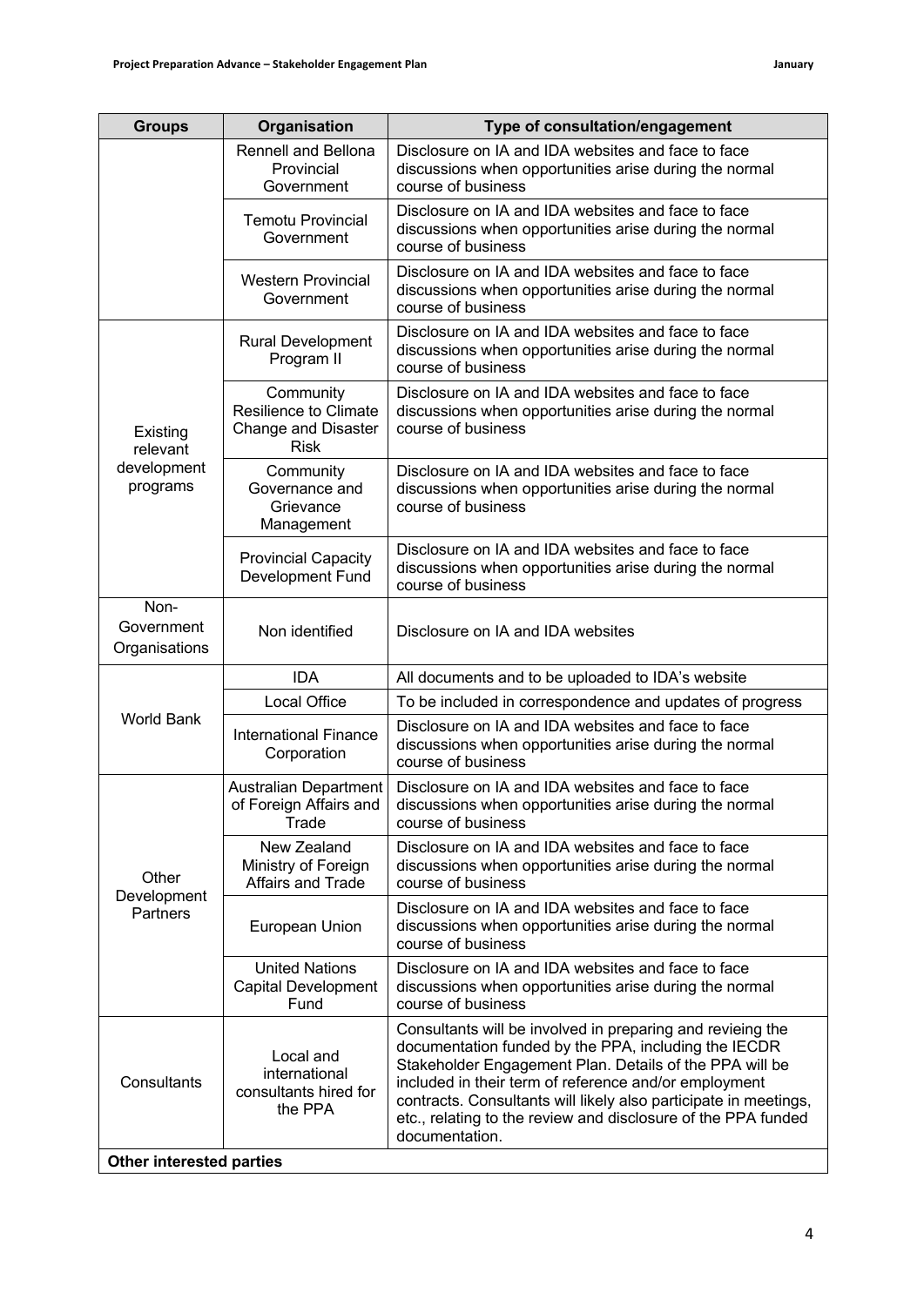| Groups | Organisation | Type of consultation/engagement |
|---|---|---|
| | Rennell and Bellona Provincial Government | Disclosure on IA and IDA websites and face to face discussions when opportunities arise during the normal course of business |
| | Temotu Provincial Government | Disclosure on IA and IDA websites and face to face discussions when opportunities arise during the normal course of business |
| | Western Provincial Government | Disclosure on IA and IDA websites and face to face discussions when opportunities arise during the normal course of business |
| Existing relevant development programs | Rural Development Program II | Disclosure on IA and IDA websites and face to face discussions when opportunities arise during the normal course of business |
| | Community Resilience to Climate Change and Disaster Risk | Disclosure on IA and IDA websites and face to face discussions when opportunities arise during the normal course of business |
| | Community Governance and Grievance Management | Disclosure on IA and IDA websites and face to face discussions when opportunities arise during the normal course of business |
| | Provincial Capacity Development Fund | Disclosure on IA and IDA websites and face to face discussions when opportunities arise during the normal course of business |
| Non-Government Organisations | Non identified | Disclosure on IA and IDA websites |
| World Bank | IDA | All documents and to be uploaded to IDA's website |
| | Local Office | To be included in correspondence and updates of progress |
| | International Finance Corporation | Disclosure on IA and IDA websites and face to face discussions when opportunities arise during the normal course of business |
| Other Development Partners | Australian Department of Foreign Affairs and Trade | Disclosure on IA and IDA websites and face to face discussions when opportunities arise during the normal course of business |
| | New Zealand Ministry of Foreign Affairs and Trade | Disclosure on IA and IDA websites and face to face discussions when opportunities arise during the normal course of business |
| | European Union | Disclosure on IA and IDA websites and face to face discussions when opportunities arise during the normal course of business |
| | United Nations Capital Development Fund | Disclosure on IA and IDA websites and face to face discussions when opportunities arise during the normal course of business |
| Consultants | Local and international consultants hired for the PPA | Consultants will be involved in preparing and revieing the documentation funded by the PPA, including the IECDR Stakeholder Engagement Plan. Details of the PPA will be included in their term of reference and/or employment contracts. Consultants will likely also participate in meetings, etc., relating to the review and disclosure of the PPA funded documentation. |
| **Other interested parties** | | |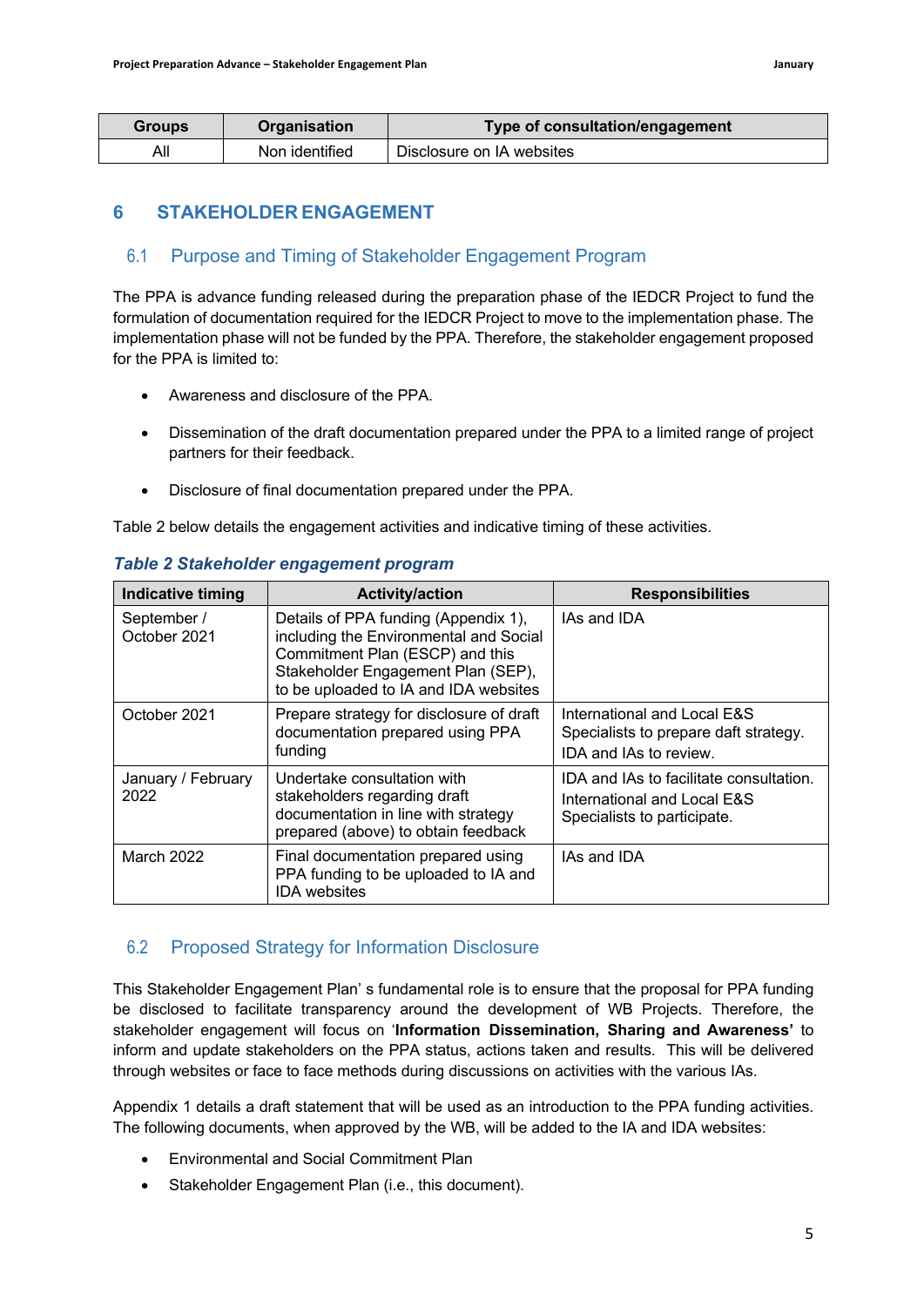| Groups | Organisation | Type of consultation/engagement |
|---|---|---|
| All | Non identified | Disclosure on IA websites |

# 6 STAKEHOLDER ENGAGEMENT

## 6.1 Purpose and Timing of Stakeholder Engagement Program

The PPA is advance funding released during the preparation phase of the IEDCR Project to fund the formulation of documentation required for the IEDCR Project to move to the implementation phase. The implementation phase will not be funded by the PPA. Therefore, the stakeholder engagement proposed for the PPA is limited to:

- Awareness and disclosure of the PPA.
- Dissemination of the draft documentation prepared under the PPA to a limited range of project partners for their feedback.
- Disclosure of final documentation prepared under the PPA.

Table 2 below details the engagement activities and indicative timing of these activities.

***Table 2 Stakeholder engagement program***

| Indicative timing | Activity/action | Responsibilities |
|---|---|---|
| September / October 2021 | Details of PPA funding (Appendix 1), including the Environmental and Social Commitment Plan (ESCP) and this Stakeholder Engagement Plan (SEP), to be uploaded to IA and IDA websites | IAs and IDA |
| October 2021 | Prepare strategy for disclosure of draft documentation prepared using PPA funding | International and Local E&S Specialists to prepare daft strategy. IDA and IAs to review. |
| January / February 2022 | Undertake consultation with stakeholders regarding draft documentation in line with strategy prepared (above) to obtain feedback | IDA and IAs to facilitate consultation. International and Local E&S Specialists to participate. |
| March 2022 | Final documentation prepared using PPA funding to be uploaded to IA and IDA websites | IAs and IDA |

## 6.2 Proposed Strategy for Information Disclosure

This Stakeholder Engagement Plan' s fundamental role is to ensure that the proposal for PPA funding be disclosed to facilitate transparency around the development of WB Projects. Therefore, the stakeholder engagement will focus on '**Information Dissemination, Sharing and Awareness'** to inform and update stakeholders on the PPA status, actions taken and results. This will be delivered through websites or face to face methods during discussions on activities with the various IAs.

Appendix 1 details a draft statement that will be used as an introduction to the PPA funding activities. The following documents, when approved by the WB, will be added to the IA and IDA websites:

- Environmental and Social Commitment Plan
- Stakeholder Engagement Plan (i.e., this document).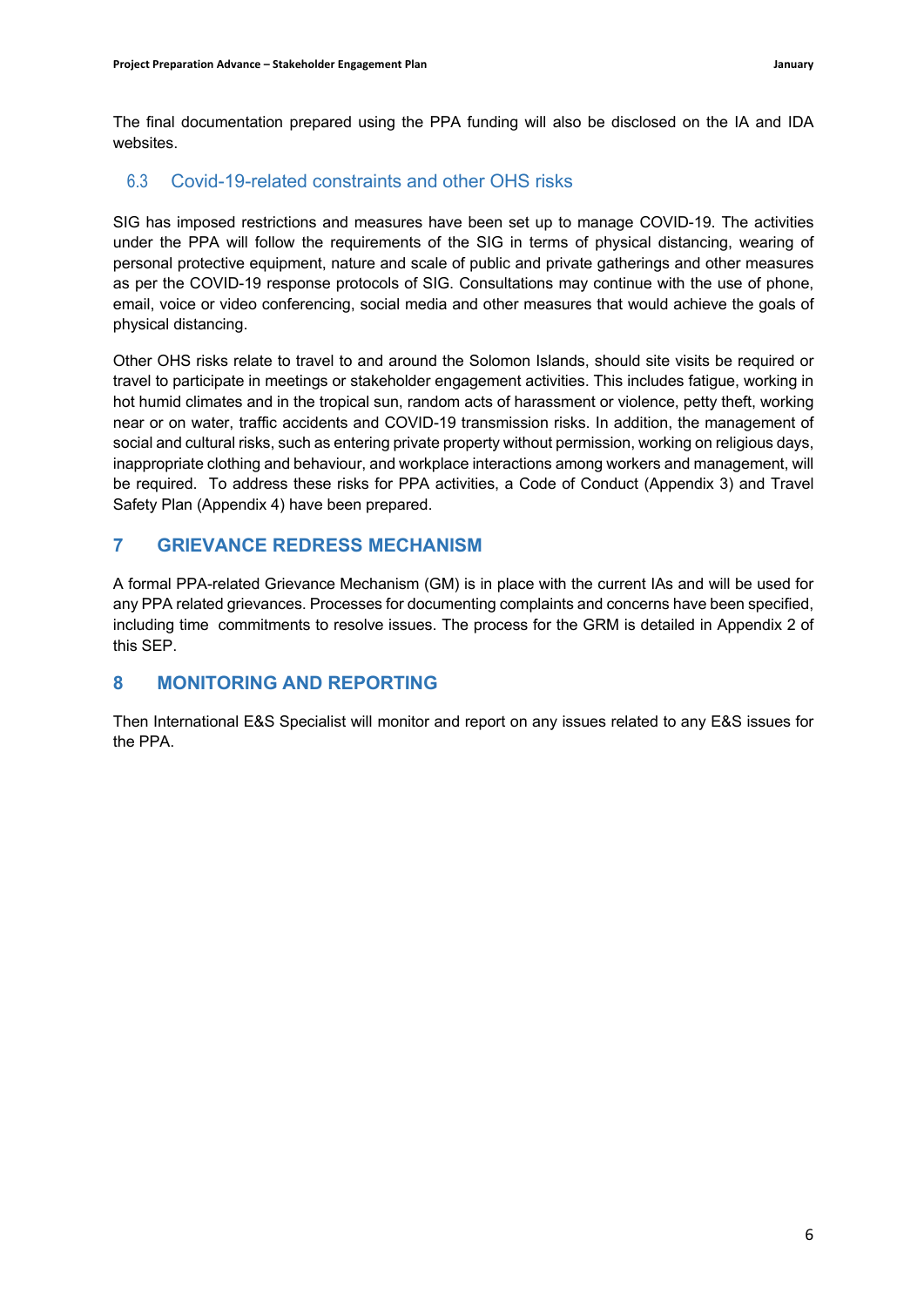The final documentation prepared using the PPA funding will also be disclosed on the IA and IDA websites.

### 6.3 Covid-19-related constraints and other OHS risks

SIG has imposed restrictions and measures have been set up to manage COVID-19. The activities under the PPA will follow the requirements of the SIG in terms of physical distancing, wearing of personal protective equipment, nature and scale of public and private gatherings and other measures as per the COVID-19 response protocols of SIG. Consultations may continue with the use of phone, email, voice or video conferencing, social media and other measures that would achieve the goals of physical distancing.

Other OHS risks relate to travel to and around the Solomon Islands, should site visits be required or travel to participate in meetings or stakeholder engagement activities. This includes fatigue, working in hot humid climates and in the tropical sun, random acts of harassment or violence, petty theft, working near or on water, traffic accidents and COVID-19 transmission risks. In addition, the management of social and cultural risks, such as entering private property without permission, working on religious days, inappropriate clothing and behaviour, and workplace interactions among workers and management, will be required. To address these risks for PPA activities, a Code of Conduct (Appendix 3) and Travel Safety Plan (Appendix 4) have been prepared.

## 7 GRIEVANCE REDRESS MECHANISM

A formal PPA-related Grievance Mechanism (GM) is in place with the current IAs and will be used for any PPA related grievances. Processes for documenting complaints and concerns have been specified, including time commitments to resolve issues. The process for the GRM is detailed in Appendix 2 of this SEP.

## 8 MONITORING AND REPORTING

Then International E&S Specialist will monitor and report on any issues related to any E&S issues for the PPA.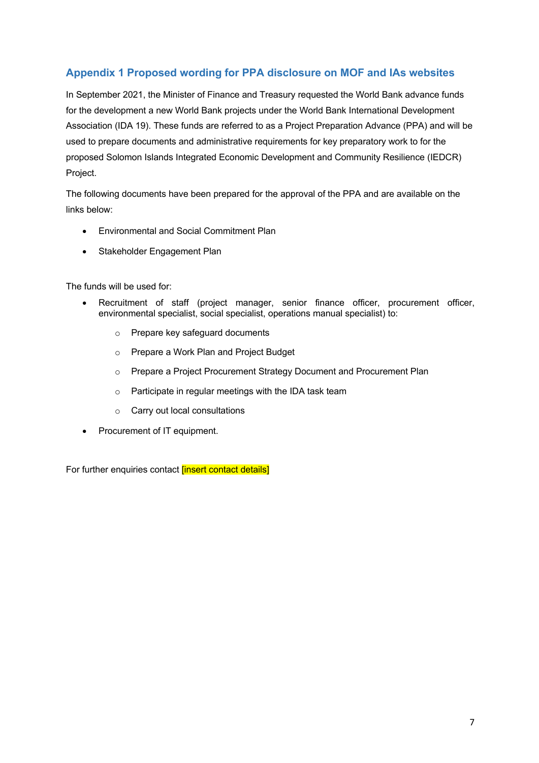## Appendix 1 Proposed wording for PPA disclosure on MOF and IAs websites

In September 2021, the Minister of Finance and Treasury requested the World Bank advance funds for the development a new World Bank projects under the World Bank International Development Association (IDA 19). These funds are referred to as a Project Preparation Advance (PPA) and will be used to prepare documents and administrative requirements for key preparatory work to for the proposed Solomon Islands Integrated Economic Development and Community Resilience (IEDCR) Project.

The following documents have been prepared for the approval of the PPA and are available on the links below:

- Environmental and Social Commitment Plan
- Stakeholder Engagement Plan

The funds will be used for:

- Recruitment of staff (project manager, senior finance officer, procurement officer, environmental specialist, social specialist, operations manual specialist) to:
  - Prepare key safeguard documents
  - Prepare a Work Plan and Project Budget
  - Prepare a Project Procurement Strategy Document and Procurement Plan
  - Participate in regular meetings with the IDA task team
  - Carry out local consultations
- Procurement of IT equipment.

For further enquiries contact [insert contact details]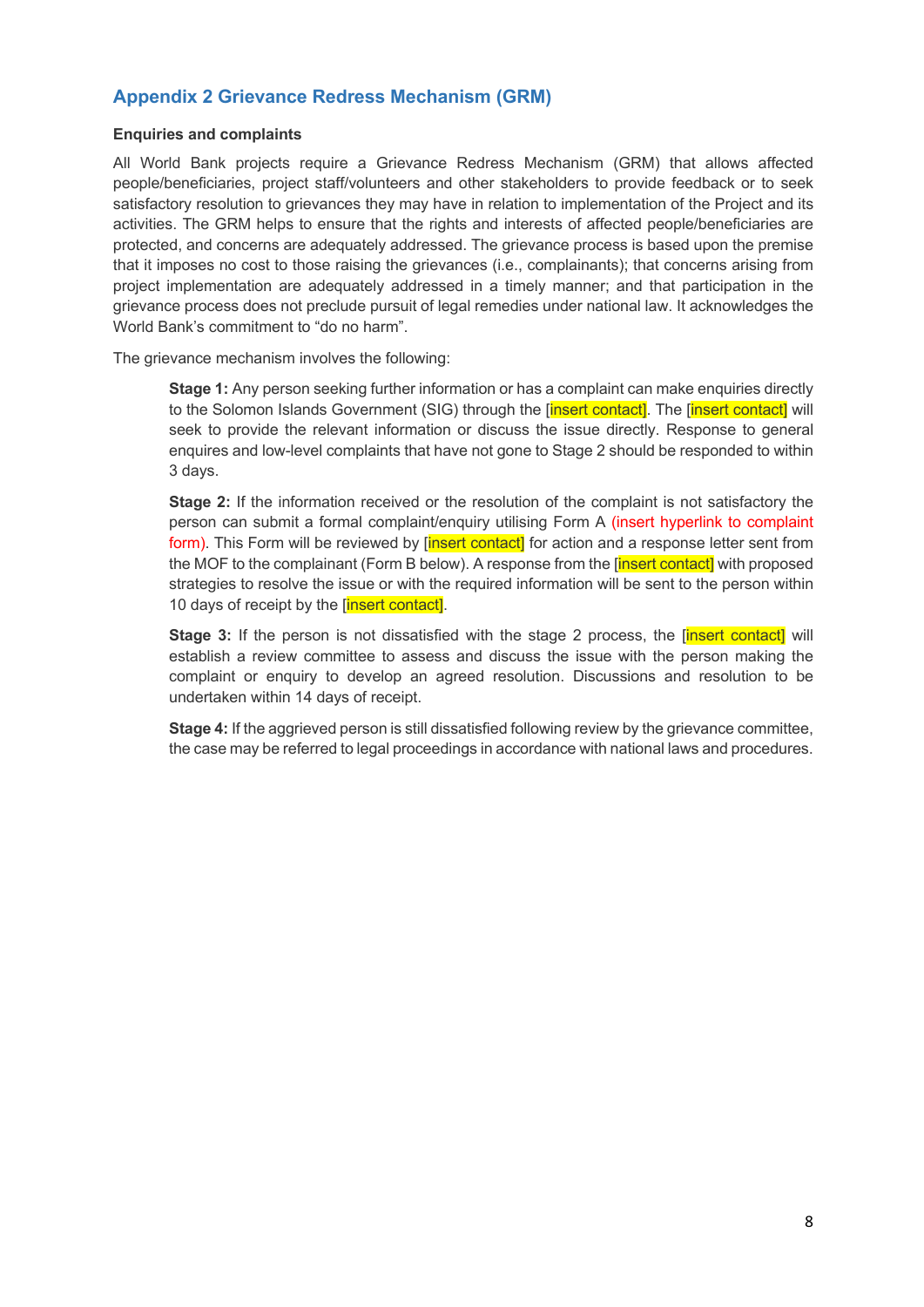## Appendix 2 Grievance Redress Mechanism (GRM)

**Enquiries and complaints**

All World Bank projects require a Grievance Redress Mechanism (GRM) that allows affected people/beneficiaries, project staff/volunteers and other stakeholders to provide feedback or to seek satisfactory resolution to grievances they may have in relation to implementation of the Project and its activities. The GRM helps to ensure that the rights and interests of affected people/beneficiaries are protected, and concerns are adequately addressed. The grievance process is based upon the premise that it imposes no cost to those raising the grievances (i.e., complainants); that concerns arising from project implementation are adequately addressed in a timely manner; and that participation in the grievance process does not preclude pursuit of legal remedies under national law. It acknowledges the World Bank's commitment to "do no harm".

The grievance mechanism involves the following:

**Stage 1:** Any person seeking further information or has a complaint can make enquiries directly to the Solomon Islands Government (SIG) through the [insert contact]. The [insert contact] will seek to provide the relevant information or discuss the issue directly. Response to general enquires and low-level complaints that have not gone to Stage 2 should be responded to within 3 days.

**Stage 2:** If the information received or the resolution of the complaint is not satisfactory the person can submit a formal complaint/enquiry utilising Form A (insert hyperlink to complaint form). This Form will be reviewed by [insert contact] for action and a response letter sent from the MOF to the complainant (Form B below). A response from the [insert contact] with proposed strategies to resolve the issue or with the required information will be sent to the person within 10 days of receipt by the [insert contact].

**Stage 3:** If the person is not dissatisfied with the stage 2 process, the [insert contact] will establish a review committee to assess and discuss the issue with the person making the complaint or enquiry to develop an agreed resolution. Discussions and resolution to be undertaken within 14 days of receipt.

**Stage 4:** If the aggrieved person is still dissatisfied following review by the grievance committee, the case may be referred to legal proceedings in accordance with national laws and procedures.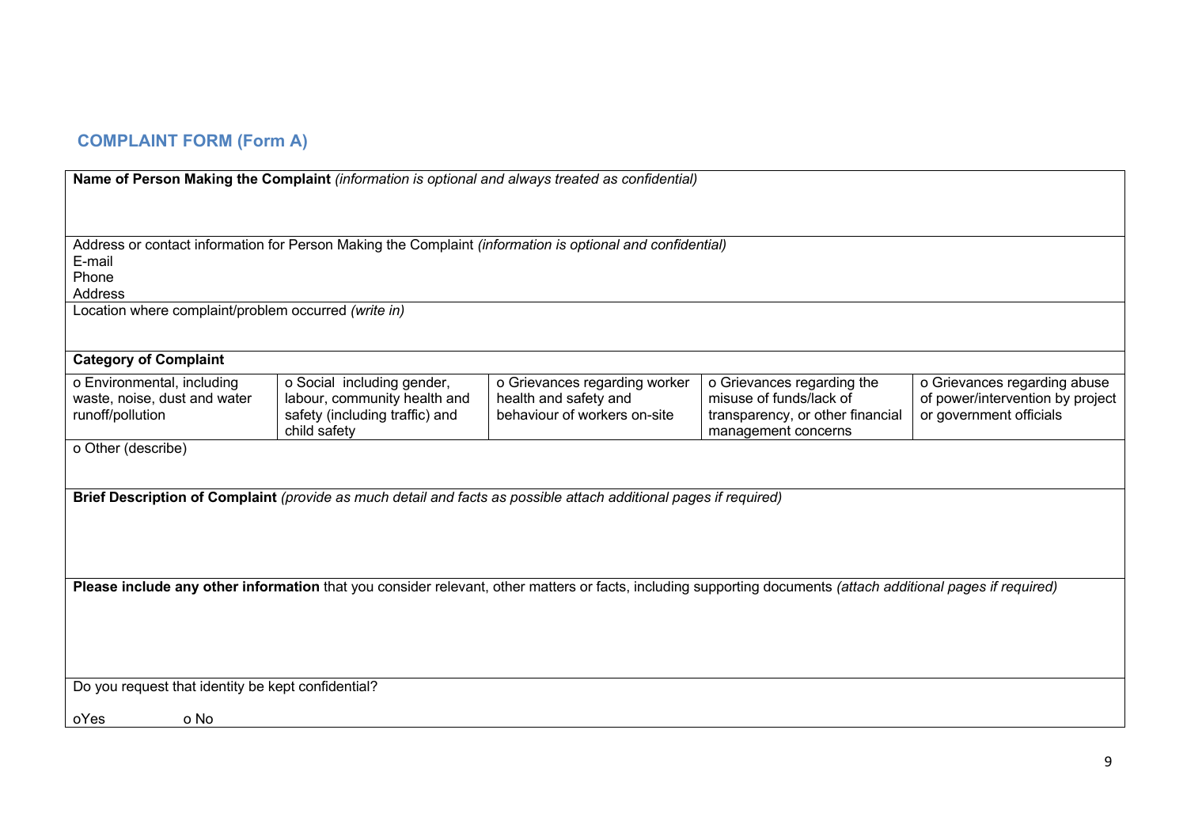## COMPLAINT FORM (Form A)

| | | | | |
|---|---|---|---|---|
| **Name of Person Making the Complaint** *(information is optional and always treated as confidential)* | | | | |
| Address or contact information for Person Making the Complaint *(information is optional and confidential)*<br>E-mail<br>Phone<br>Address | | | | |
| Location where complaint/problem occurred *(write in)* | | | | |
| **Category of Complaint** | | | | |
| o Environmental, including waste, noise, dust and water runoff/pollution | o Social including gender, labour, community health and safety (including traffic) and child safety | o Grievances regarding worker health and safety and behaviour of workers on-site | o Grievances regarding the misuse of funds/lack of transparency, or other financial management concerns | o Grievances regarding abuse of power/intervention by project or government officials |
| o Other (describe) | | | | |
| **Brief Description of Complaint** *(provide as much detail and facts as possible attach additional pages if required)* | | | | |
| **Please include any other information** that you consider relevant, other matters or facts, including supporting documents *(attach additional pages if required)* | | | | |
| Do you request that identity be kept confidential?<br>oYes o No | | | | |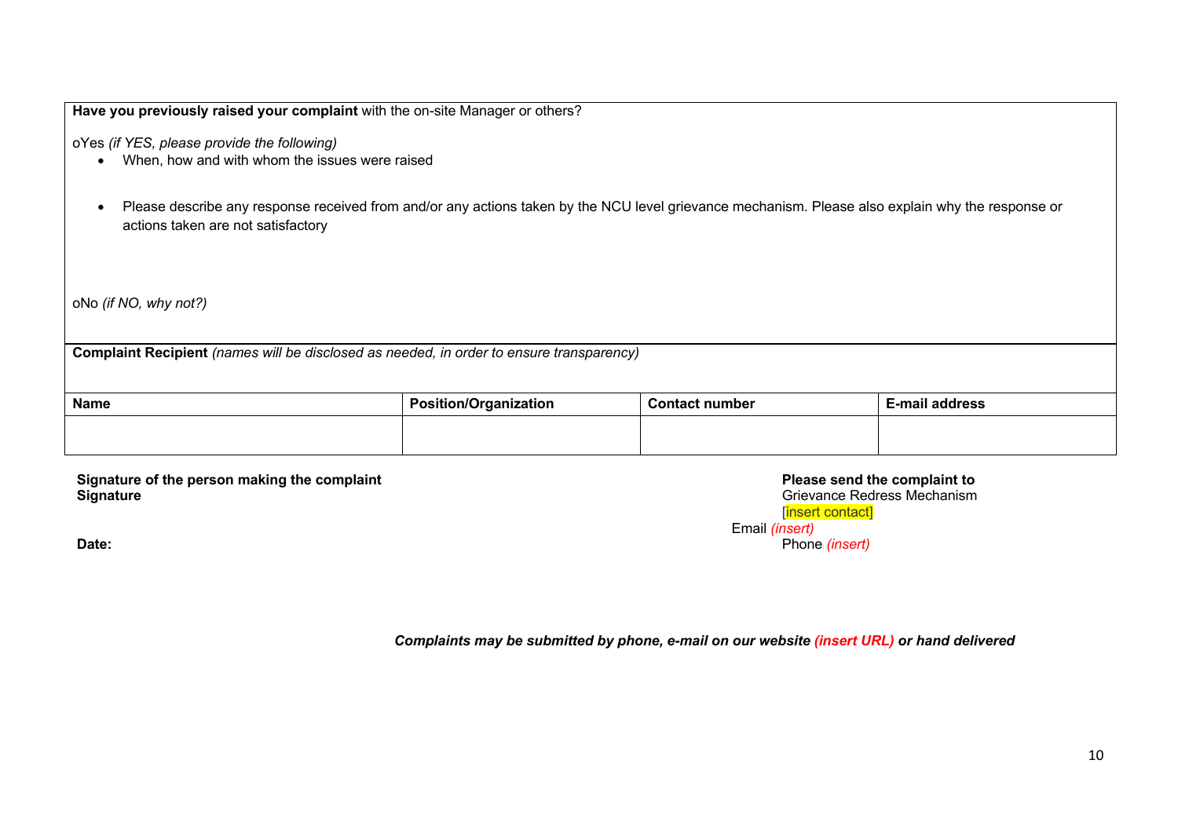**Have you previously raised your complaint** with the on-site Manager or others?

oYes *(if YES, please provide the following)*

- When, how and with whom the issues were raised
- Please describe any response received from and/or any actions taken by the NCU level grievance mechanism. Please also explain why the response or actions taken are not satisfactory

oNo *(if NO, why not?)*

**Complaint Recipient** *(names will be disclosed as needed, in order to ensure transparency)*

| **Name** | **Position/Organization** | **Contact number** | **E-mail address** |
|---|---|---|---|
| | | | |

**Signature of the person making the complaint**
**Signature**

**Date:**

**Please send the complaint to**
Grievance Redress Mechanism
[insert contact]
Email *(insert)*
Phone *(insert)*

***Complaints may be submitted by phone, e-mail on our website (insert URL) or hand delivered***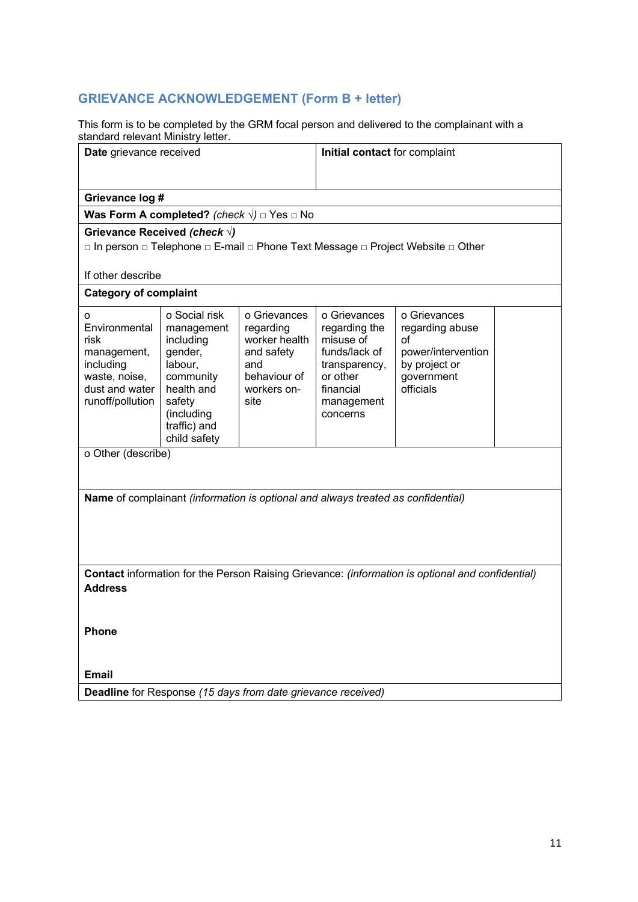## GRIEVANCE ACKNOWLEDGEMENT (Form B + letter)

This form is to be completed by the GRM focal person and delivered to the complainant with a standard relevant Ministry letter.

| | | | | | |
|---|---|---|---|---|---|
| **Date** grievance received | | | **Initial contact** for complaint | | |
| **Grievance log #** | | | | | |
| **Was Form A completed?** *(check √)* □ Yes □ No | | | | | |
| **Grievance Received** ***(check √)***<br>□ In person □ Telephone □ E-mail □ Phone Text Message □ Project Website □ Other<br><br>If other describe | | | | | |
| **Category of complaint** | | | | | |
| o Environmental risk management, including waste, noise, dust and water runoff/pollution | o Social risk management including gender, labour, community health and safety (including traffic) and child safety | o Grievances regarding worker health and safety and behaviour of workers on-site | o Grievances regarding the misuse of funds/lack of transparency, or other financial management concerns | o Grievances regarding abuse of power/intervention by project or government officials | |
| o Other (describe) | | | | | |
| **Name** of complainant *(information is optional and always treated as confidential)* | | | | | |
| **Contact** information for the Person Raising Grievance: *(information is optional and confidential)*<br>**Address**<br><br>**Phone**<br><br>**Email** | | | | | |
| **Deadline** for Response *(15 days from date grievance received)* | | | | | |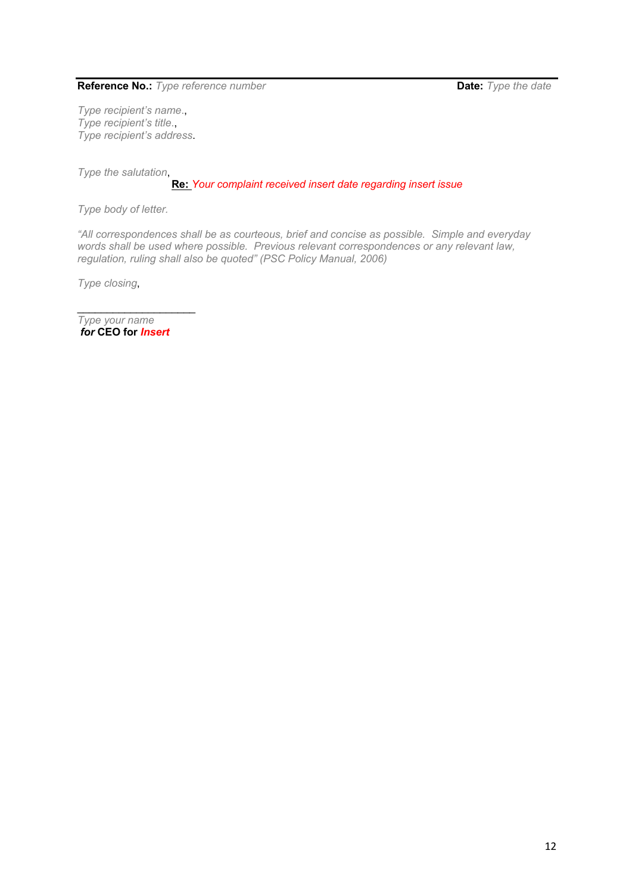**Reference No.:** *Type reference number* **Date:** *Type the date*

*Type recipient's name*.,
*Type recipient's title*.,
*Type recipient's address*.

*Type the salutation*,

**Re:** *Your complaint received insert date regarding insert issue*

*Type body of letter.*

*"All correspondences shall be as courteous, brief and concise as possible. Simple and everyday words shall be used where possible. Previous relevant correspondences or any relevant law, regulation, ruling shall also be quoted" (PSC Policy Manual, 2006)*

*Type closing*,

____________________
*Type your name*
***for* CEO for *Insert***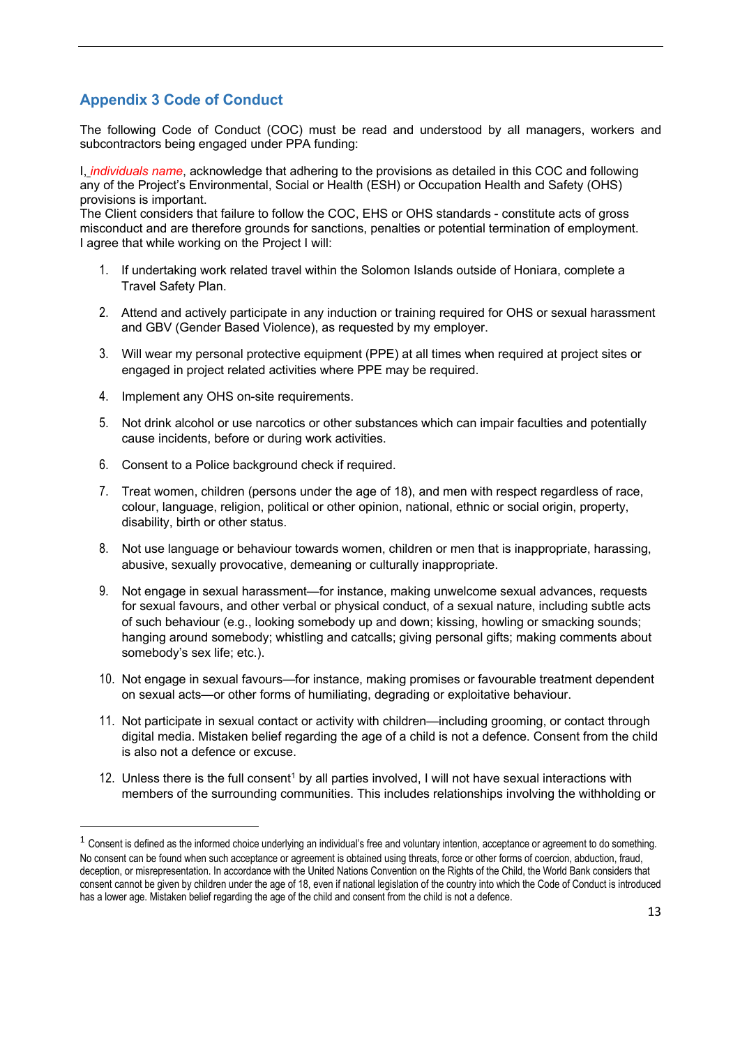## Appendix 3 Code of Conduct

The following Code of Conduct (COC) must be read and understood by all managers, workers and subcontractors being engaged under PPA funding:

I, *individuals name*, acknowledge that adhering to the provisions as detailed in this COC and following any of the Project's Environmental, Social or Health (ESH) or Occupation Health and Safety (OHS) provisions is important.
The Client considers that failure to follow the COC, EHS or OHS standards - constitute acts of gross misconduct and are therefore grounds for sanctions, penalties or potential termination of employment.
I agree that while working on the Project I will:

1. If undertaking work related travel within the Solomon Islands outside of Honiara, complete a Travel Safety Plan.
2. Attend and actively participate in any induction or training required for OHS or sexual harassment and GBV (Gender Based Violence), as requested by my employer.
3. Will wear my personal protective equipment (PPE) at all times when required at project sites or engaged in project related activities where PPE may be required.
4. Implement any OHS on-site requirements.
5. Not drink alcohol or use narcotics or other substances which can impair faculties and potentially cause incidents, before or during work activities.
6. Consent to a Police background check if required.
7. Treat women, children (persons under the age of 18), and men with respect regardless of race, colour, language, religion, political or other opinion, national, ethnic or social origin, property, disability, birth or other status.
8. Not use language or behaviour towards women, children or men that is inappropriate, harassing, abusive, sexually provocative, demeaning or culturally inappropriate.
9. Not engage in sexual harassment—for instance, making unwelcome sexual advances, requests for sexual favours, and other verbal or physical conduct, of a sexual nature, including subtle acts of such behaviour (e.g., looking somebody up and down; kissing, howling or smacking sounds; hanging around somebody; whistling and catcalls; giving personal gifts; making comments about somebody's sex life; etc.).
10. Not engage in sexual favours—for instance, making promises or favourable treatment dependent on sexual acts—or other forms of humiliating, degrading or exploitative behaviour.
11. Not participate in sexual contact or activity with children—including grooming, or contact through digital media. Mistaken belief regarding the age of a child is not a defence. Consent from the child is also not a defence or excuse.
12. Unless there is the full consent[1] by all parties involved, I will not have sexual interactions with members of the surrounding communities. This includes relationships involving the withholding or

[1] Consent is defined as the informed choice underlying an individual's free and voluntary intention, acceptance or agreement to do something. No consent can be found when such acceptance or agreement is obtained using threats, force or other forms of coercion, abduction, fraud, deception, or misrepresentation. In accordance with the United Nations Convention on the Rights of the Child, the World Bank considers that consent cannot be given by children under the age of 18, even if national legislation of the country into which the Code of Conduct is introduced has a lower age. Mistaken belief regarding the age of the child and consent from the child is not a defence.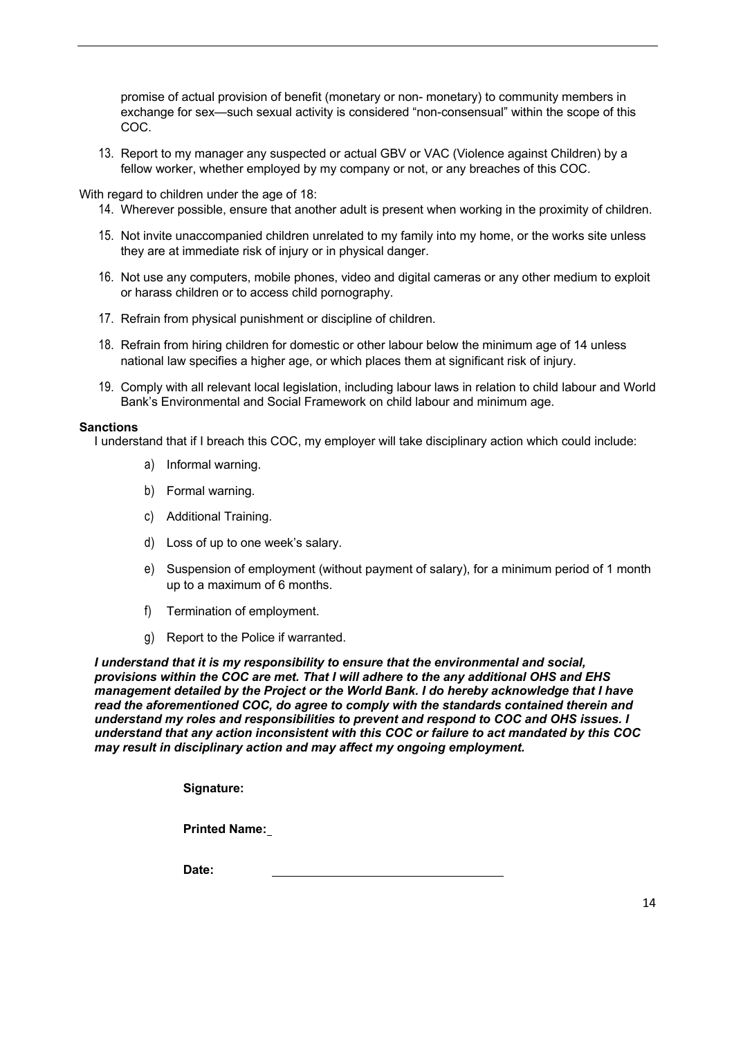promise of actual provision of benefit (monetary or non- monetary) to community members in exchange for sex—such sexual activity is considered "non-consensual" within the scope of this COC.

13. Report to my manager any suspected or actual GBV or VAC (Violence against Children) by a fellow worker, whether employed by my company or not, or any breaches of this COC.

With regard to children under the age of 18:

14. Wherever possible, ensure that another adult is present when working in the proximity of children.
15. Not invite unaccompanied children unrelated to my family into my home, or the works site unless they are at immediate risk of injury or in physical danger.
16. Not use any computers, mobile phones, video and digital cameras or any other medium to exploit or harass children or to access child pornography.
17. Refrain from physical punishment or discipline of children.
18. Refrain from hiring children for domestic or other labour below the minimum age of 14 unless national law specifies a higher age, or which places them at significant risk of injury.
19. Comply with all relevant local legislation, including labour laws in relation to child labour and World Bank's Environmental and Social Framework on child labour and minimum age.

**Sanctions**

I understand that if I breach this COC, my employer will take disciplinary action which could include:

a) Informal warning.

b) Formal warning.

c) Additional Training.

d) Loss of up to one week's salary.

e) Suspension of employment (without payment of salary), for a minimum period of 1 month up to a maximum of 6 months.

f) Termination of employment.

g) Report to the Police if warranted.

***I understand that it is my responsibility to ensure that the environmental and social, provisions within the COC are met. That I will adhere to the any additional OHS and EHS management detailed by the Project or the World Bank. I do hereby acknowledge that I have read the aforementioned COC, do agree to comply with the standards contained therein and understand my roles and responsibilities to prevent and respond to COC and OHS issues. I understand that any action inconsistent with this COC or failure to act mandated by this COC may result in disciplinary action and may affect my ongoing employment.***

**Signature:**

**Printed Name:** \_

**Date:** \_\_\_\_\_\_\_\_\_\_\_\_\_\_\_\_\_\_\_\_\_\_\_\_\_\_\_\_\_\_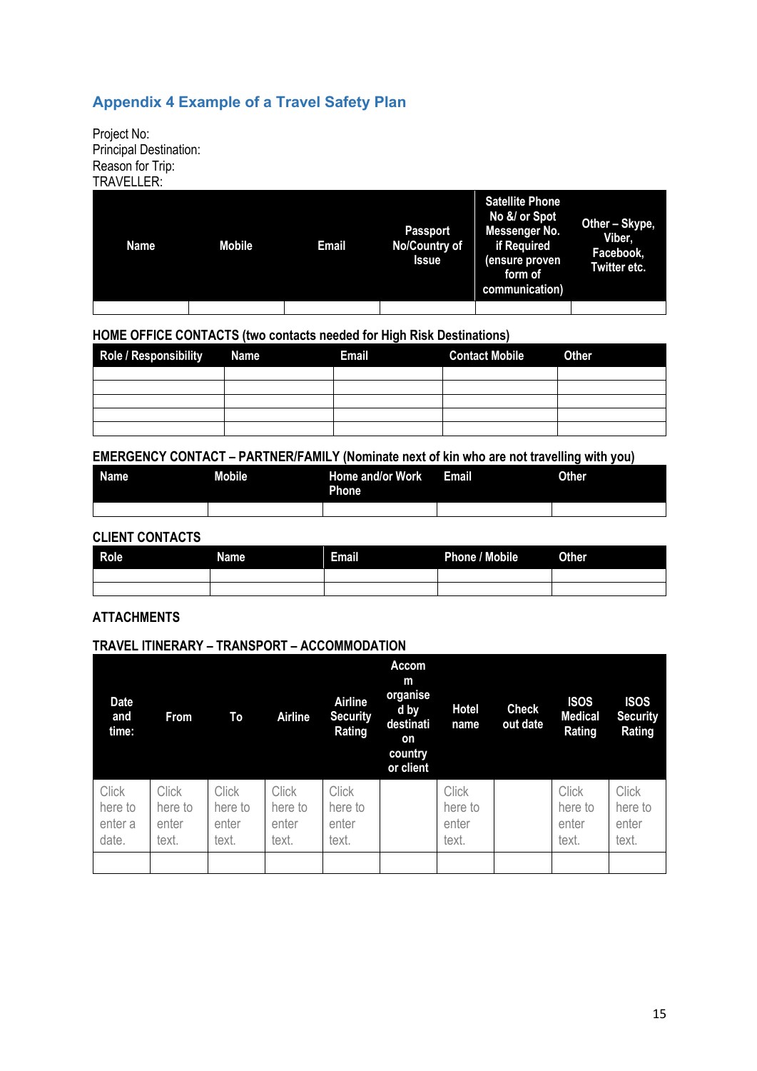## Appendix 4 Example of a Travel Safety Plan

Project No:
Principal Destination:
Reason for Trip:
TRAVELLER:

| Name | Mobile | Email | Passport No/Country of Issue | Satellite Phone No &/ or Spot Messenger No. if Required (ensure proven form of communication) | Other – Skype, Viber, Facebook, Twitter etc. |
|---|---|---|---|---|---|
| | | | | | |

**HOME OFFICE CONTACTS (two contacts needed for High Risk Destinations)**

| Role / Responsibility | Name | Email | Contact Mobile | Other |
|---|---|---|---|---|
| | | | | |
| | | | | |
| | | | | |
| | | | | |
| | | | | |

**EMERGENCY CONTACT – PARTNER/FAMILY (Nominate next of kin who are not travelling with you)**

| Name | Mobile | Home and/or Work Phone | Email | Other |
|---|---|---|---|---|
| | | | | |

**CLIENT CONTACTS**

| Role | Name | Email | Phone / Mobile | Other |
|---|---|---|---|---|
| | | | | |
| | | | | |

**ATTACHMENTS**

**TRAVEL ITINERARY – TRANSPORT – ACCOMMODATION**

| Date and time: | From | To | Airline | Airline Security Rating | Accommodation organised by destination country or client | Hotel name | Check out date | ISOS Medical Rating | ISOS Security Rating |
|---|---|---|---|---|---|---|---|---|---|
| Click here to enter a date. | Click here to enter text. | Click here to enter text. | Click here to enter text. | Click here to enter text. | | Click here to enter text. | | Click here to enter text. | Click here to enter text. |
| | | | | | | | | | |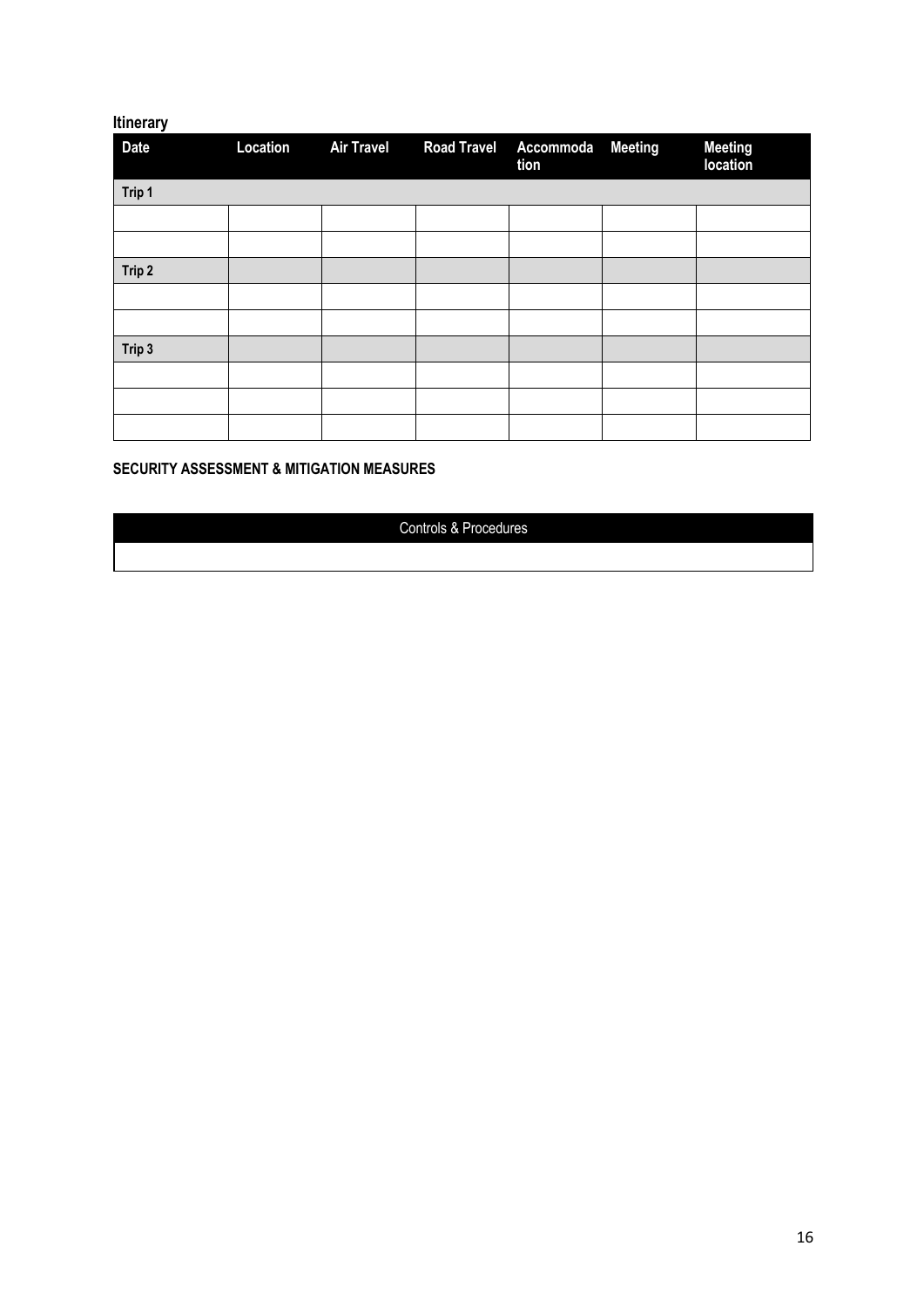**Itinerary**

| Date | Location | Air Travel | Road Travel | Accommodation | Meeting | Meeting location |
|---|---|---|---|---|---|---|
| **Trip 1** | | | | | | |
| | | | | | | |
| | | | | | | |
| **Trip 2** | | | | | | |
| | | | | | | |
| | | | | | | |
| **Trip 3** | | | | | | |
| | | | | | | |
| | | | | | | |
| | | | | | | |

**SECURITY ASSESSMENT & MITIGATION MEASURES**

| Controls & Procedures |
|---|
| |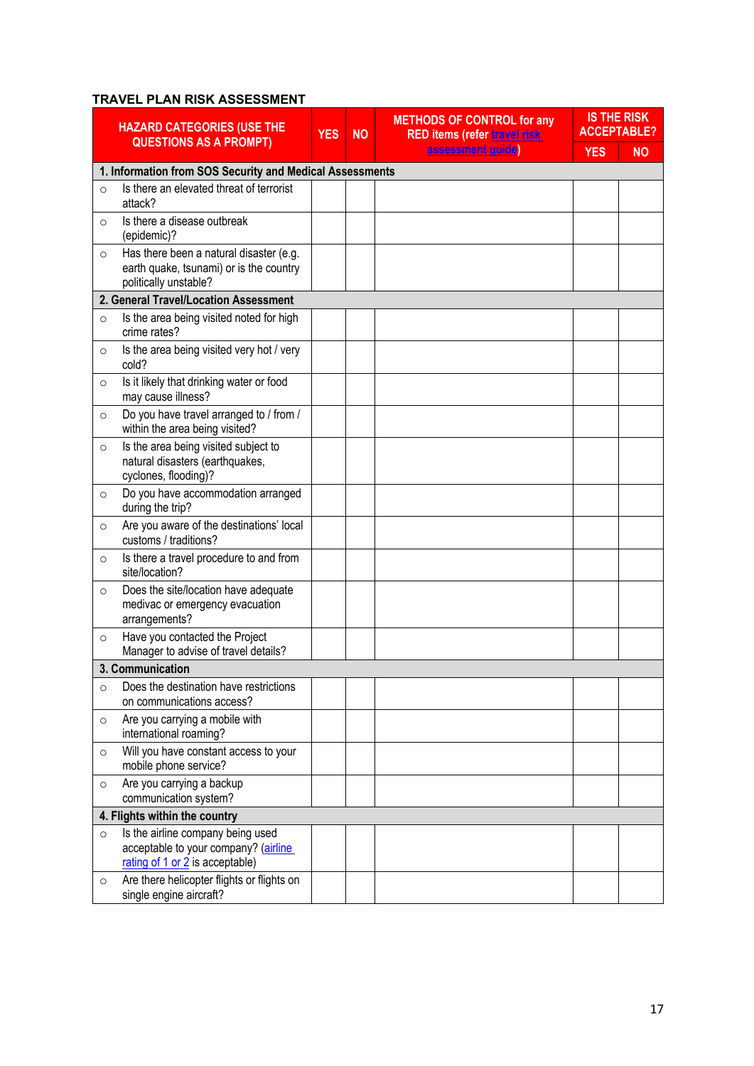## TRAVEL PLAN RISK ASSESSMENT

| HAZARD CATEGORIES (USE THE QUESTIONS AS A PROMPT) | YES | NO | METHODS OF CONTROL for any RED items (refer travel risk assessment guide) | IS THE RISK ACCEPTABLE? | |
|---|---|---|---|---|---|
| | | | | YES | NO |
| **1. Information from SOS Security and Medical Assessments** | | | | | |
| ○ Is there an elevated threat of terrorist attack? | | | | | |
| ○ Is there a disease outbreak (epidemic)? | | | | | |
| ○ Has there been a natural disaster (e.g. earth quake, tsunami) or is the country politically unstable? | | | | | |
| **2. General Travel/Location Assessment** | | | | | |
| ○ Is the area being visited noted for high crime rates? | | | | | |
| ○ Is the area being visited very hot / very cold? | | | | | |
| ○ Is it likely that drinking water or food may cause illness? | | | | | |
| ○ Do you have travel arranged to / from / within the area being visited? | | | | | |
| ○ Is the area being visited subject to natural disasters (earthquakes, cyclones, flooding)? | | | | | |
| ○ Do you have accommodation arranged during the trip? | | | | | |
| ○ Are you aware of the destinations' local customs / traditions? | | | | | |
| ○ Is there a travel procedure to and from site/location? | | | | | |
| ○ Does the site/location have adequate medivac or emergency evacuation arrangements? | | | | | |
| ○ Have you contacted the Project Manager to advise of travel details? | | | | | |
| **3. Communication** | | | | | |
| ○ Does the destination have restrictions on communications access? | | | | | |
| ○ Are you carrying a mobile with international roaming? | | | | | |
| ○ Will you have constant access to your mobile phone service? | | | | | |
| ○ Are you carrying a backup communication system? | | | | | |
| **4. Flights within the country** | | | | | |
| ○ Is the airline company being used acceptable to your company? (airline rating of 1 or 2 is acceptable) | | | | | |
| ○ Are there helicopter flights or flights on single engine aircraft? | | | | | |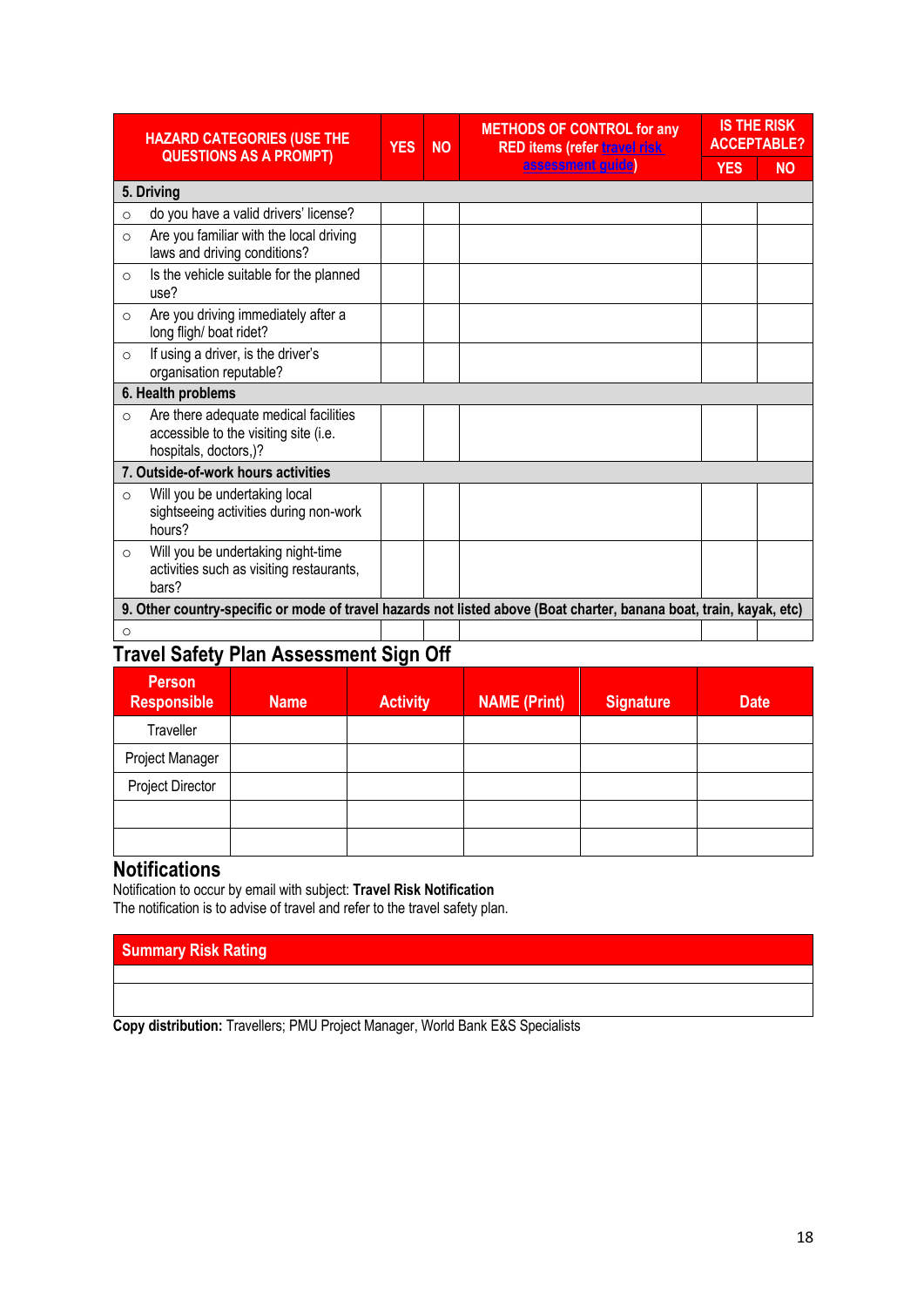| HAZARD CATEGORIES (USE THE QUESTIONS AS A PROMPT) | YES | NO | METHODS OF CONTROL for any RED items (refer travel risk assessment guide) | IS THE RISK ACCEPTABLE? YES | NO |
|---|---|---|---|---|---|
| **5. Driving** | | | | | |
| ○ do you have a valid drivers' license? | | | | | |
| ○ Are you familiar with the local driving laws and driving conditions? | | | | | |
| ○ Is the vehicle suitable for the planned use? | | | | | |
| ○ Are you driving immediately after a long fligh/ boat ridet? | | | | | |
| ○ If using a driver, is the driver's organisation reputable? | | | | | |
| **6. Health problems** | | | | | |
| ○ Are there adequate medical facilities accessible to the visiting site (i.e. hospitals, doctors,)? | | | | | |
| **7. Outside-of-work hours activities** | | | | | |
| ○ Will you be undertaking local sightseeing activities during non-work hours? | | | | | |
| ○ Will you be undertaking night-time activities such as visiting restaurants, bars? | | | | | |
| **9. Other country-specific or mode of travel hazards not listed above (Boat charter, banana boat, train, kayak, etc)** | | | | | |
| ○ | | | | | |

## Travel Safety Plan Assessment Sign Off

| Person Responsible | Name | Activity | NAME (Print) | Signature | Date |
|---|---|---|---|---|---|
| Traveller | | | | | |
| Project Manager | | | | | |
| Project Director | | | | | |
| | | | | | |
| | | | | | |

## Notifications

Notification to occur by email with subject: **Travel Risk Notification**
The notification is to advise of travel and refer to the travel safety plan.

| Summary Risk Rating |
|---|
| |
| |

**Copy distribution:** Travellers; PMU Project Manager, World Bank E&S Specialists